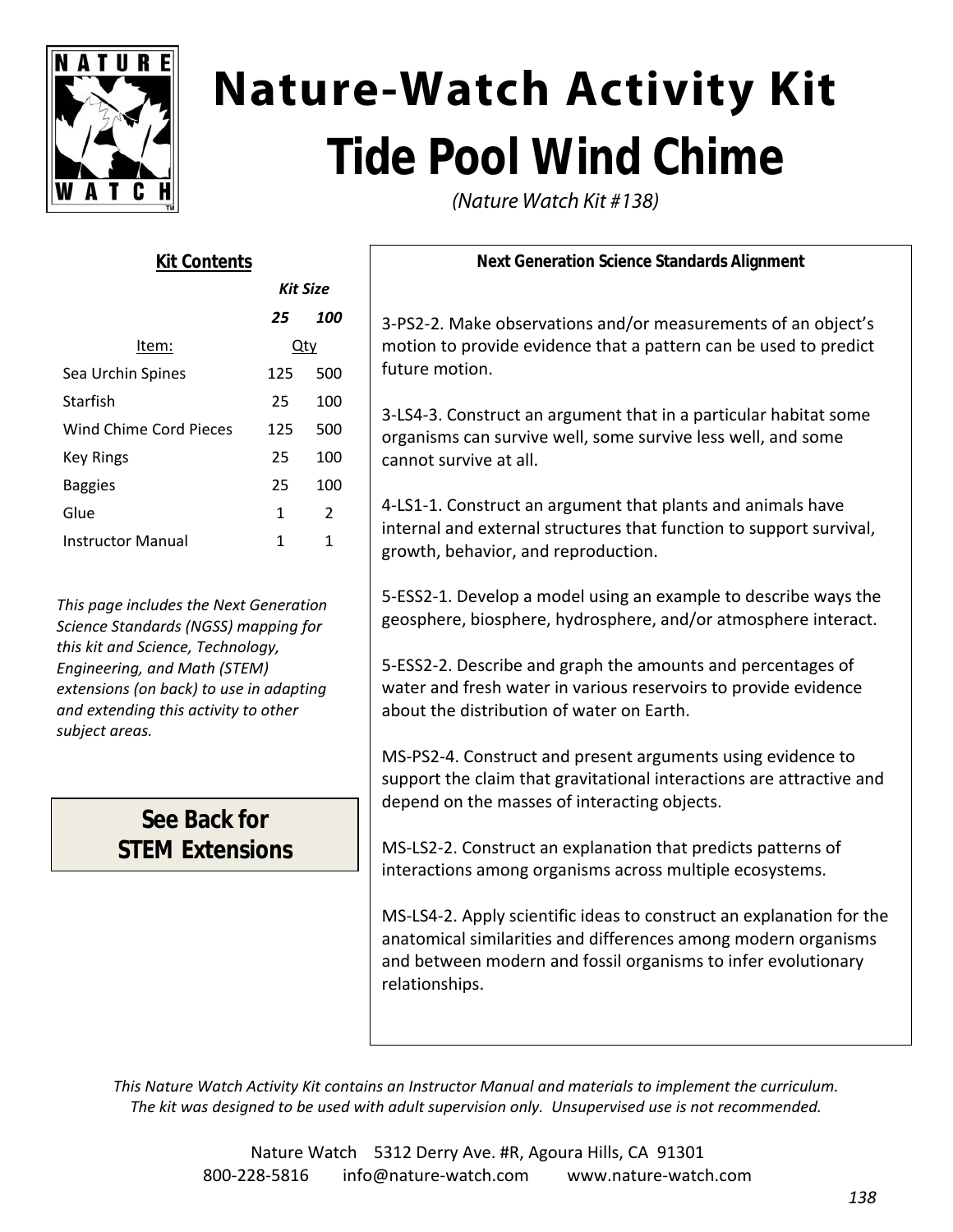# Nature-Watch Activity Kit

# Tide Pool Wind Chime

*(Nature Watch Kit #138)*

**Kit Contents**

| Item: | Kit Size 25 Qty | Kit Size 100 Qty |
|---|---|---|
| Sea Urchin Spines | 125 | 500 |
| Starfish | 25 | 100 |
| Wind Chime Cord Pieces | 125 | 500 |
| Key Rings | 25 | 100 |
| Baggies | 25 | 100 |
| Glue | 1 | 2 |
| Instructor Manual | 1 | 1 |

*This page includes the Next Generation Science Standards (NGSS) mapping for this kit and Science, Technology, Engineering, and Math (STEM) extensions (on back) to use in adapting and extending this activity to other subject areas.*

**See Back for STEM Extensions**

**Next Generation Science Standards Alignment**

3-PS2-2. Make observations and/or measurements of an object's motion to provide evidence that a pattern can be used to predict future motion.

3-LS4-3. Construct an argument that in a particular habitat some organisms can survive well, some survive less well, and some cannot survive at all.

4-LS1-1. Construct an argument that plants and animals have internal and external structures that function to support survival, growth, behavior, and reproduction.

5-ESS2-1. Develop a model using an example to describe ways the geosphere, biosphere, hydrosphere, and/or atmosphere interact.

5-ESS2-2. Describe and graph the amounts and percentages of water and fresh water in various reservoirs to provide evidence about the distribution of water on Earth.

MS-PS2-4. Construct and present arguments using evidence to support the claim that gravitational interactions are attractive and depend on the masses of interacting objects.

MS-LS2-2. Construct an explanation that predicts patterns of interactions among organisms across multiple ecosystems.

MS-LS4-2. Apply scientific ideas to construct an explanation for the anatomical similarities and differences among modern organisms and between modern and fossil organisms to infer evolutionary relationships.

*This Nature Watch Activity Kit contains an Instructor Manual and materials to implement the curriculum. The kit was designed to be used with adult supervision only. Unsupervised use is not recommended.*

Nature Watch 5312 Derry Ave. #R, Agoura Hills, CA 91301
800-228-5816 info@nature-watch.com www.nature-watch.com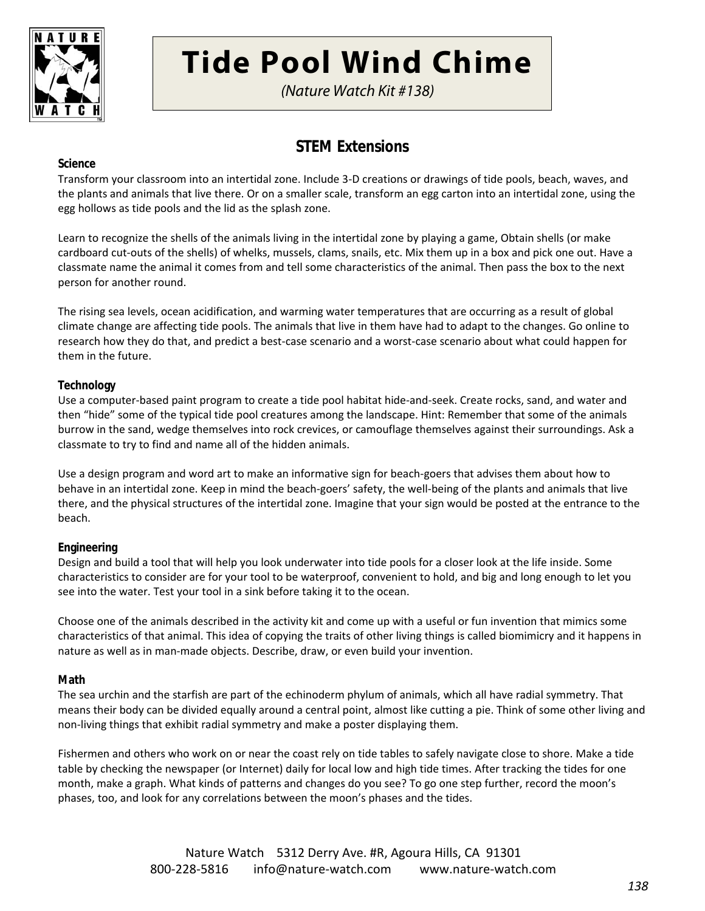# Tide Pool Wind Chime

*(Nature Watch Kit #138)*

## STEM Extensions

### Science

Transform your classroom into an intertidal zone. Include 3-D creations or drawings of tide pools, beach, waves, and the plants and animals that live there. Or on a smaller scale, transform an egg carton into an intertidal zone, using the egg hollows as tide pools and the lid as the splash zone.

Learn to recognize the shells of the animals living in the intertidal zone by playing a game, Obtain shells (or make cardboard cut-outs of the shells) of whelks, mussels, clams, snails, etc. Mix them up in a box and pick one out. Have a classmate name the animal it comes from and tell some characteristics of the animal. Then pass the box to the next person for another round.

The rising sea levels, ocean acidification, and warming water temperatures that are occurring as a result of global climate change are affecting tide pools. The animals that live in them have had to adapt to the changes. Go online to research how they do that, and predict a best-case scenario and a worst-case scenario about what could happen for them in the future.

### Technology

Use a computer-based paint program to create a tide pool habitat hide-and-seek. Create rocks, sand, and water and then "hide" some of the typical tide pool creatures among the landscape. Hint: Remember that some of the animals burrow in the sand, wedge themselves into rock crevices, or camouflage themselves against their surroundings. Ask a classmate to try to find and name all of the hidden animals.

Use a design program and word art to make an informative sign for beach-goers that advises them about how to behave in an intertidal zone. Keep in mind the beach-goers' safety, the well-being of the plants and animals that live there, and the physical structures of the intertidal zone. Imagine that your sign would be posted at the entrance to the beach.

### Engineering

Design and build a tool that will help you look underwater into tide pools for a closer look at the life inside. Some characteristics to consider are for your tool to be waterproof, convenient to hold, and big and long enough to let you see into the water. Test your tool in a sink before taking it to the ocean.

Choose one of the animals described in the activity kit and come up with a useful or fun invention that mimics some characteristics of that animal. This idea of copying the traits of other living things is called biomimicry and it happens in nature as well as in man-made objects. Describe, draw, or even build your invention.

### Math

The sea urchin and the starfish are part of the echinoderm phylum of animals, which all have radial symmetry. That means their body can be divided equally around a central point, almost like cutting a pie. Think of some other living and non-living things that exhibit radial symmetry and make a poster displaying them.

Fishermen and others who work on or near the coast rely on tide tables to safely navigate close to shore. Make a tide table by checking the newspaper (or Internet) daily for local low and high tide times. After tracking the tides for one month, make a graph. What kinds of patterns and changes do you see? To go one step further, record the moon's phases, too, and look for any correlations between the moon's phases and the tides.

Nature Watch 5312 Derry Ave. #R, Agoura Hills, CA 91301
800-228-5816 info@nature-watch.com www.nature-watch.com